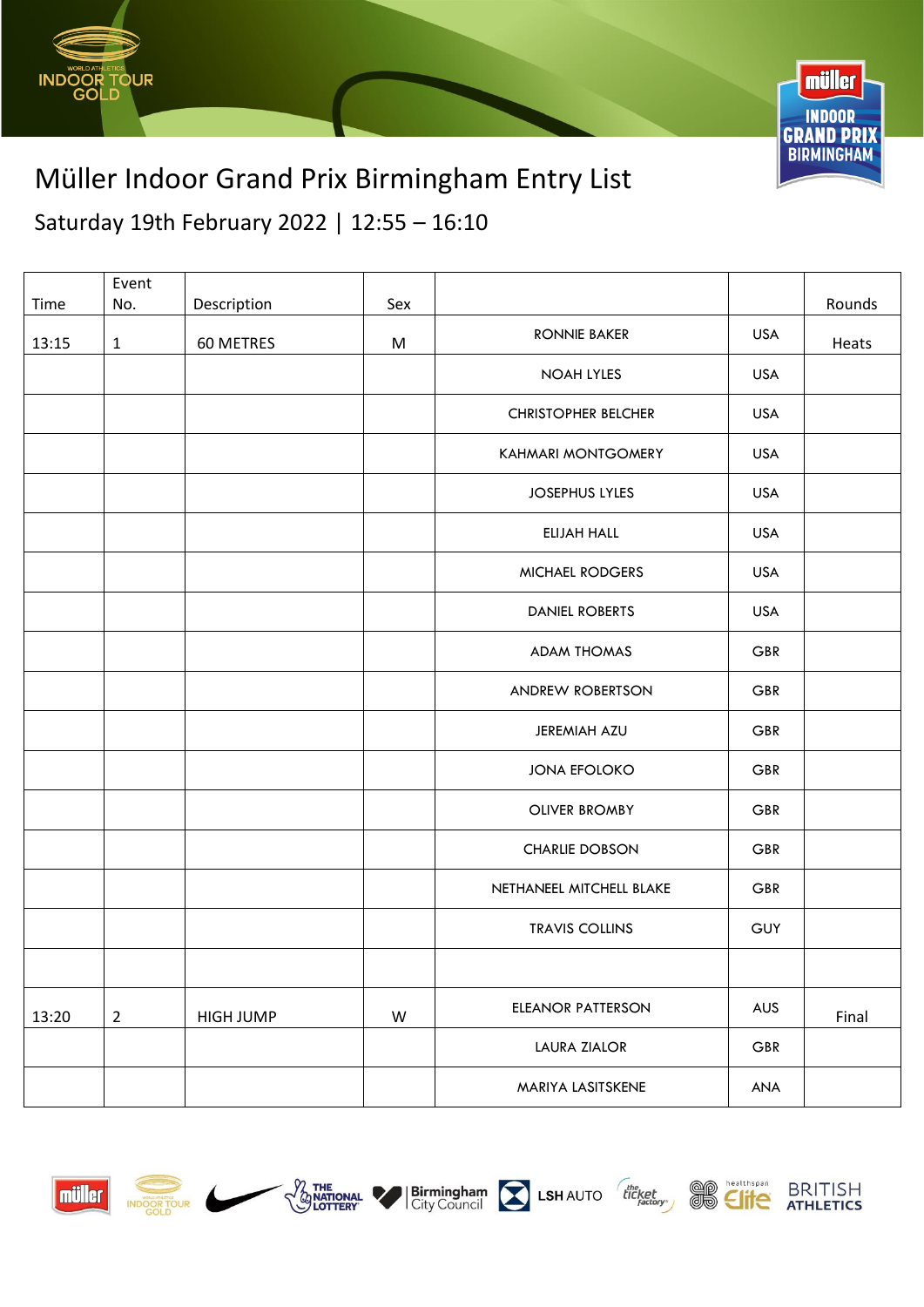# Müller Indoor Grand Prix Birmingham Entry List

## Saturday 19th February 2022 | 12:55 – 16:10

| Time | Event No. | Description | Sex | | | Rounds |
|---|---|---|---|---|---|---|
| 13:15 | 1 | 60 METRES | M | RONNIE BAKER | USA | Heats |
| | | | | NOAH LYLES | USA | |
| | | | | CHRISTOPHER BELCHER | USA | |
| | | | | KAHMARI MONTGOMERY | USA | |
| | | | | JOSEPHUS LYLES | USA | |
| | | | | ELIJAH HALL | USA | |
| | | | | MICHAEL RODGERS | USA | |
| | | | | DANIEL ROBERTS | USA | |
| | | | | ADAM THOMAS | GBR | |
| | | | | ANDREW ROBERTSON | GBR | |
| | | | | JEREMIAH AZU | GBR | |
| | | | | JONA EFOLOKO | GBR | |
| | | | | OLIVER BROMBY | GBR | |
| | | | | CHARLIE DOBSON | GBR | |
| | | | | NETHANEEL MITCHELL BLAKE | GBR | |
| | | | | TRAVIS COLLINS | GUY | |
| | | | | | | |
| 13:20 | 2 | HIGH JUMP | W | ELEANOR PATTERSON | AUS | Final |
| | | | | LAURA ZIALOR | GBR | |
| | | | | MARIYA LASITSKENE | ANA | |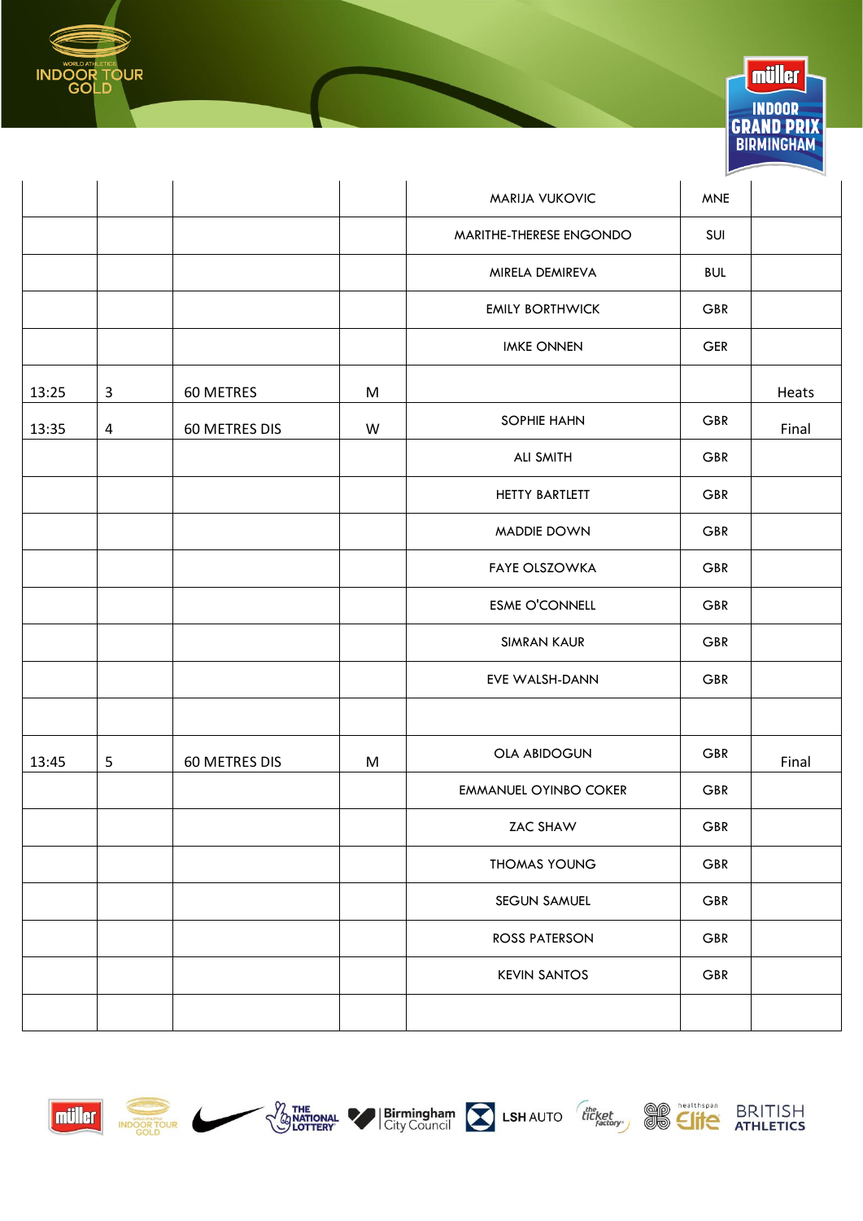| | | | | | | |
|---|---|---|---|---|---|---|
| | | | | MARIJA VUKOVIC | MNE | |
| | | | | MARITHE-THERESE ENGONDO | SUI | |
| | | | | MIRELA DEMIREVA | BUL | |
| | | | | EMILY BORTHWICK | GBR | |
| | | | | IMKE ONNEN | GER | |
| 13:25 | 3 | 60 METRES | M | | | Heats |
| 13:35 | 4 | 60 METRES DIS | W | SOPHIE HAHN | GBR | Final |
| | | | | ALI SMITH | GBR | |
| | | | | HETTY BARTLETT | GBR | |
| | | | | MADDIE DOWN | GBR | |
| | | | | FAYE OLSZOWKA | GBR | |
| | | | | ESME O'CONNELL | GBR | |
| | | | | SIMRAN KAUR | GBR | |
| | | | | EVE WALSH-DANN | GBR | |
| | | | | | | |
| 13:45 | 5 | 60 METRES DIS | M | OLA ABIDOGUN | GBR | Final |
| | | | | EMMANUEL OYINBO COKER | GBR | |
| | | | | ZAC SHAW | GBR | |
| | | | | THOMAS YOUNG | GBR | |
| | | | | SEGUN SAMUEL | GBR | |
| | | | | ROSS PATERSON | GBR | |
| | | | | KEVIN SANTOS | GBR | |
| | | | | | | |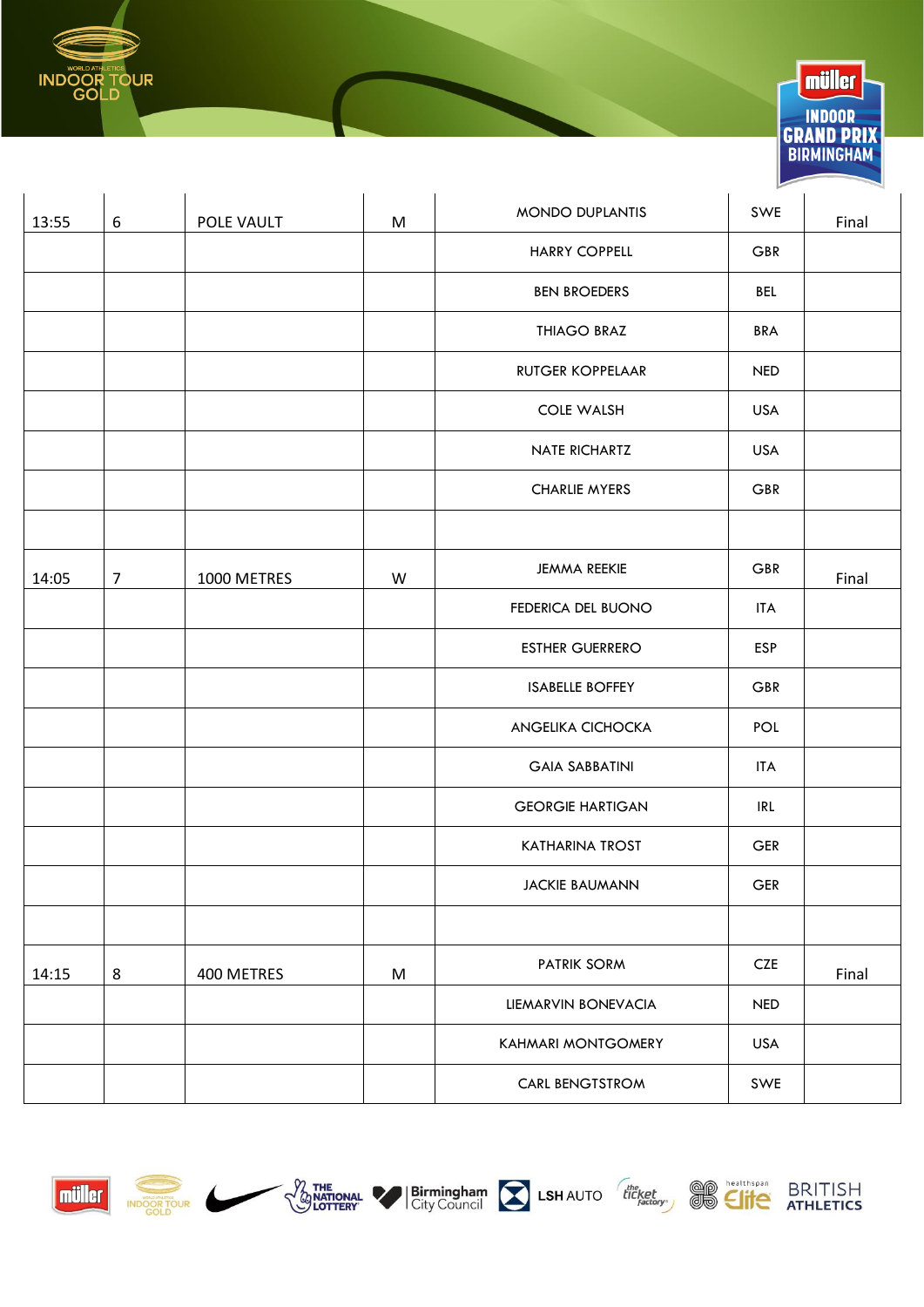| | | | | | | |
|---|---|---|---|---|---|---|
| 13:55 | 6 | POLE VAULT | M | MONDO DUPLANTIS | SWE | Final |
| | | | | HARRY COPPELL | GBR | |
| | | | | BEN BROEDERS | BEL | |
| | | | | THIAGO BRAZ | BRA | |
| | | | | RUTGER KOPPELAAR | NED | |
| | | | | COLE WALSH | USA | |
| | | | | NATE RICHARTZ | USA | |
| | | | | CHARLIE MYERS | GBR | |
| | | | | | | |
| 14:05 | 7 | 1000 METRES | W | JEMMA REEKIE | GBR | Final |
| | | | | FEDERICA DEL BUONO | ITA | |
| | | | | ESTHER GUERRERO | ESP | |
| | | | | ISABELLE BOFFEY | GBR | |
| | | | | ANGELIKA CICHOCKA | POL | |
| | | | | GAIA SABBATINI | ITA | |
| | | | | GEORGIE HARTIGAN | IRL | |
| | | | | KATHARINA TROST | GER | |
| | | | | JACKIE BAUMANN | GER | |
| | | | | | | |
| 14:15 | 8 | 400 METRES | M | PATRIK SORM | CZE | Final |
| | | | | LIEMARVIN BONEVACIA | NED | |
| | | | | KAHMARI MONTGOMERY | USA | |
| | | | | CARL BENGTSTROM | SWE | |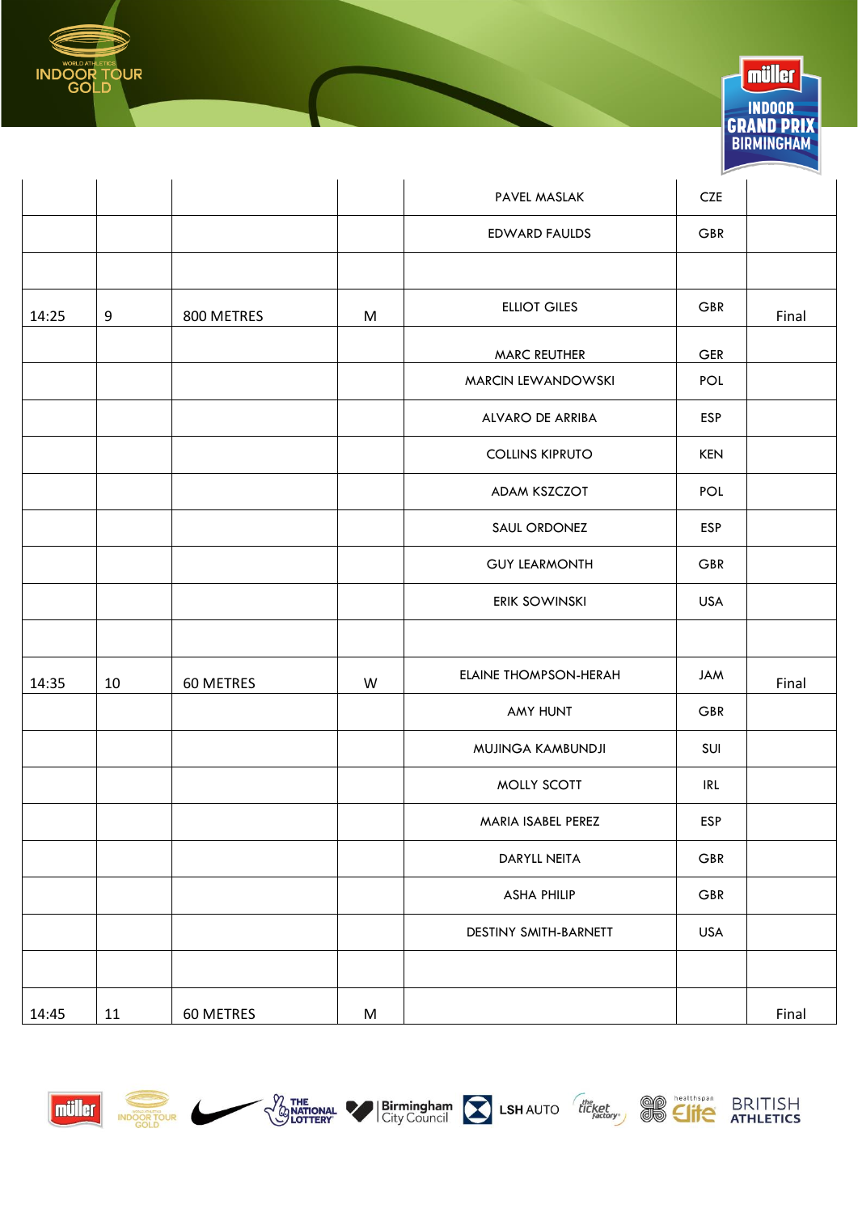| | | | | | | |
|---|---|---|---|---|---|---|
| | | | | PAVEL MASLAK | CZE | |
| | | | | EDWARD FAULDS | GBR | |
| | | | | | | |
| 14:25 | 9 | 800 METRES | M | ELLIOT GILES | GBR | Final |
| | | | | MARC REUTHER | GER | |
| | | | | MARCIN LEWANDOWSKI | POL | |
| | | | | ALVARO DE ARRIBA | ESP | |
| | | | | COLLINS KIPRUTO | KEN | |
| | | | | ADAM KSZCZOT | POL | |
| | | | | SAUL ORDONEZ | ESP | |
| | | | | GUY LEARMONTH | GBR | |
| | | | | ERIK SOWINSKI | USA | |
| | | | | | | |
| 14:35 | 10 | 60 METRES | W | ELAINE THOMPSON-HERAH | JAM | Final |
| | | | | AMY HUNT | GBR | |
| | | | | MUJINGA KAMBUNDJI | SUI | |
| | | | | MOLLY SCOTT | IRL | |
| | | | | MARIA ISABEL PEREZ | ESP | |
| | | | | DARYLL NEITA | GBR | |
| | | | | ASHA PHILIP | GBR | |
| | | | | DESTINY SMITH-BARNETT | USA | |
| | | | | | | |
| 14:45 | 11 | 60 METRES | M | | | Final |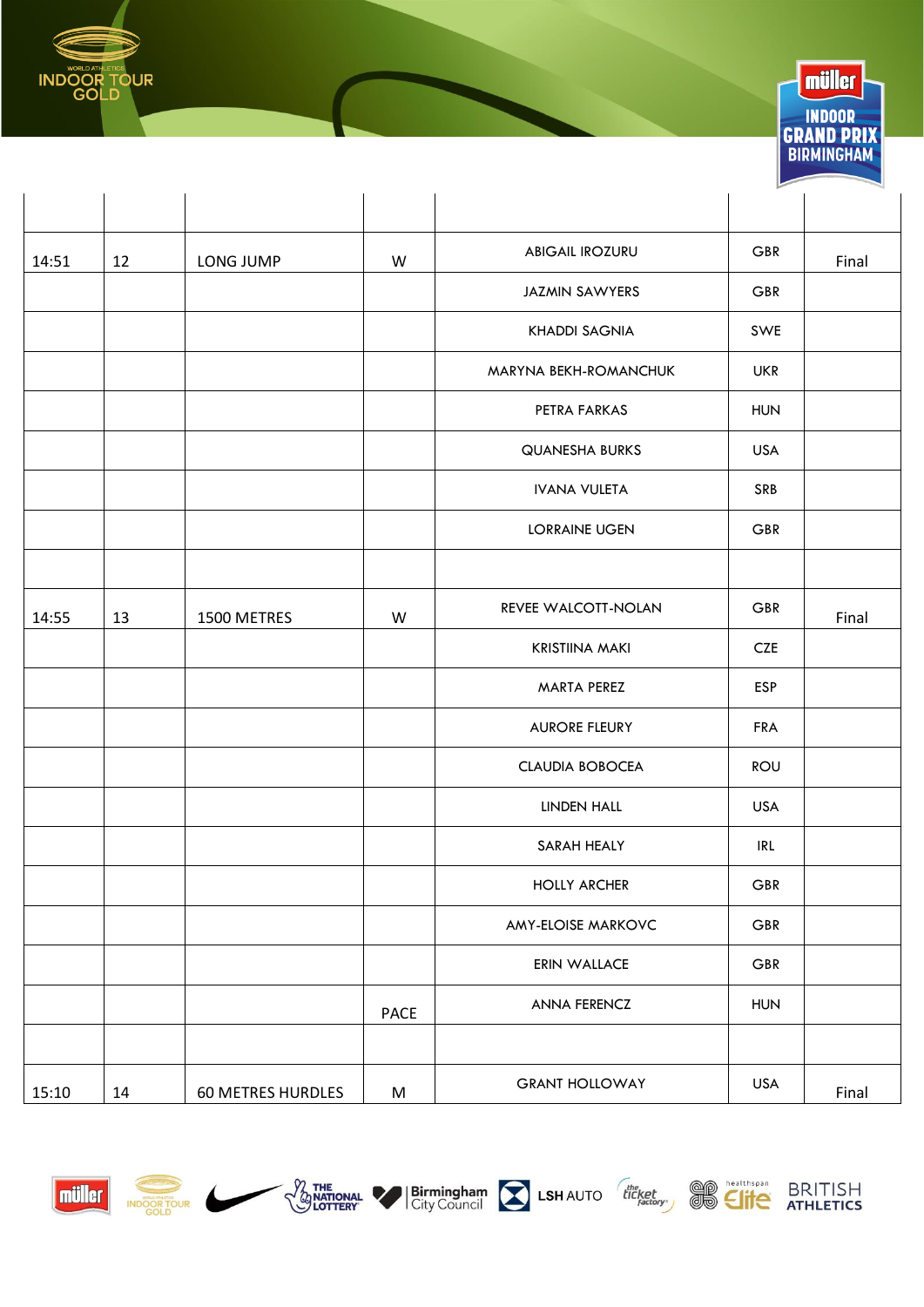| | | | | | | |
|---|---|---|---|---|---|---|
| | | | | | | |
| 14:51 | 12 | LONG JUMP | W | ABIGAIL IROZURU | GBR | Final |
| | | | | JAZMIN SAWYERS | GBR | |
| | | | | KHADDI SAGNIA | SWE | |
| | | | | MARYNA BEKH-ROMANCHUK | UKR | |
| | | | | PETRA FARKAS | HUN | |
| | | | | QUANESHA BURKS | USA | |
| | | | | IVANA VULETA | SRB | |
| | | | | LORRAINE UGEN | GBR | |
| | | | | | | |
| 14:55 | 13 | 1500 METRES | W | REVEE WALCOTT-NOLAN | GBR | Final |
| | | | | KRISTIINA MAKI | CZE | |
| | | | | MARTA PEREZ | ESP | |
| | | | | AURORE FLEURY | FRA | |
| | | | | CLAUDIA BOBOCEA | ROU | |
| | | | | LINDEN HALL | USA | |
| | | | | SARAH HEALY | IRL | |
| | | | | HOLLY ARCHER | GBR | |
| | | | | AMY-ELOISE MARKOVC | GBR | |
| | | | | ERIN WALLACE | GBR | |
| | | | PACE | ANNA FERENCZ | HUN | |
| | | | | | | |
| 15:10 | 14 | 60 METRES HURDLES | M | GRANT HOLLOWAY | USA | Final |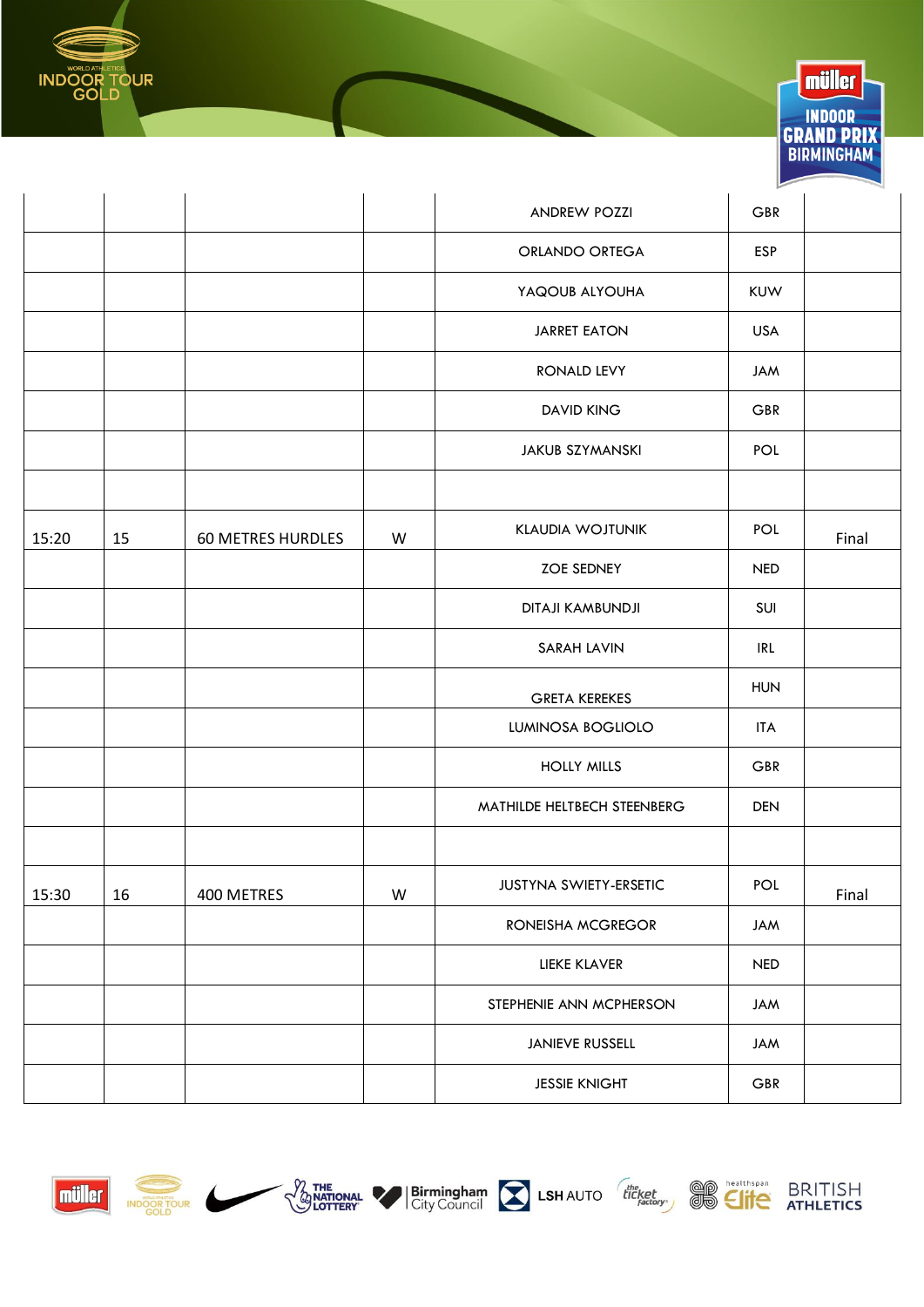| | | | | | | |
|---|---|---|---|---|---|---|
| | | | | ANDREW POZZI | GBR | |
| | | | | ORLANDO ORTEGA | ESP | |
| | | | | YAQOUB ALYOUHA | KUW | |
| | | | | JARRET EATON | USA | |
| | | | | RONALD LEVY | JAM | |
| | | | | DAVID KING | GBR | |
| | | | | JAKUB SZYMANSKI | POL | |
| | | | | | | |
| 15:20 | 15 | 60 METRES HURDLES | W | KLAUDIA WOJTUNIK | POL | Final |
| | | | | ZOE SEDNEY | NED | |
| | | | | DITAJI KAMBUNDJI | SUI | |
| | | | | SARAH LAVIN | IRL | |
| | | | | GRETA KEREKES | HUN | |
| | | | | LUMINOSA BOGLIOLO | ITA | |
| | | | | HOLLY MILLS | GBR | |
| | | | | MATHILDE HELTBECH STEENBERG | DEN | |
| | | | | | | |
| 15:30 | 16 | 400 METRES | W | JUSTYNA SWIETY-ERSETIC | POL | Final |
| | | | | RONEISHA MCGREGOR | JAM | |
| | | | | LIEKE KLAVER | NED | |
| | | | | STEPHENIE ANN MCPHERSON | JAM | |
| | | | | JANIEVE RUSSELL | JAM | |
| | | | | JESSIE KNIGHT | GBR | |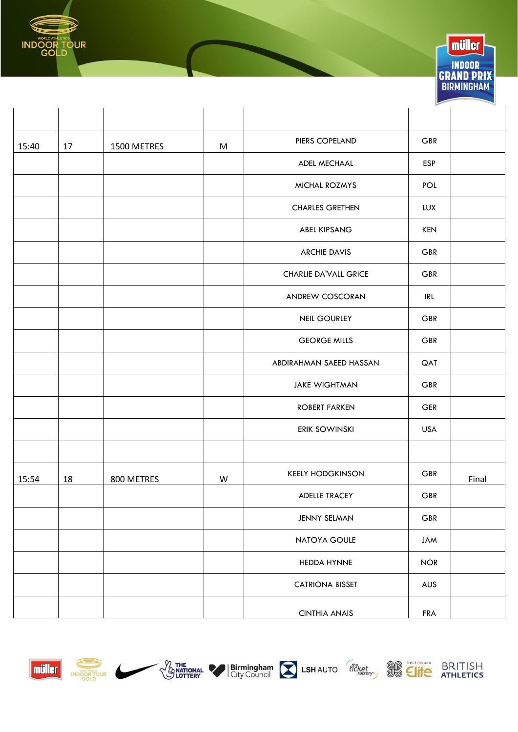| | | | | | | |
|---|---|---|---|---|---|---|
| | | | | | | |
| 15:40 | 17 | 1500 METRES | M | PIERS COPELAND | GBR | |
| | | | | ADEL MECHAAL | ESP | |
| | | | | MICHAL ROZMYS | POL | |
| | | | | CHARLES GRETHEN | LUX | |
| | | | | ABEL KIPSANG | KEN | |
| | | | | ARCHIE DAVIS | GBR | |
| | | | | CHARLIE DA'VALL GRICE | GBR | |
| | | | | ANDREW COSCORAN | IRL | |
| | | | | NEIL GOURLEY | GBR | |
| | | | | GEORGE MILLS | GBR | |
| | | | | ABDIRAHMAN SAEED HASSAN | QAT | |
| | | | | JAKE WIGHTMAN | GBR | |
| | | | | ROBERT FARKEN | GER | |
| | | | | ERIK SOWINSKI | USA | |
| | | | | | | |
| 15:54 | 18 | 800 METRES | W | KEELY HODGKINSON | GBR | Final |
| | | | | ADELLE TRACEY | GBR | |
| | | | | JENNY SELMAN | GBR | |
| | | | | NATOYA GOULE | JAM | |
| | | | | HEDDA HYNNE | NOR | |
| | | | | CATRIONA BISSET | AUS | |
| | | | | CINTHIA ANAIS | FRA | |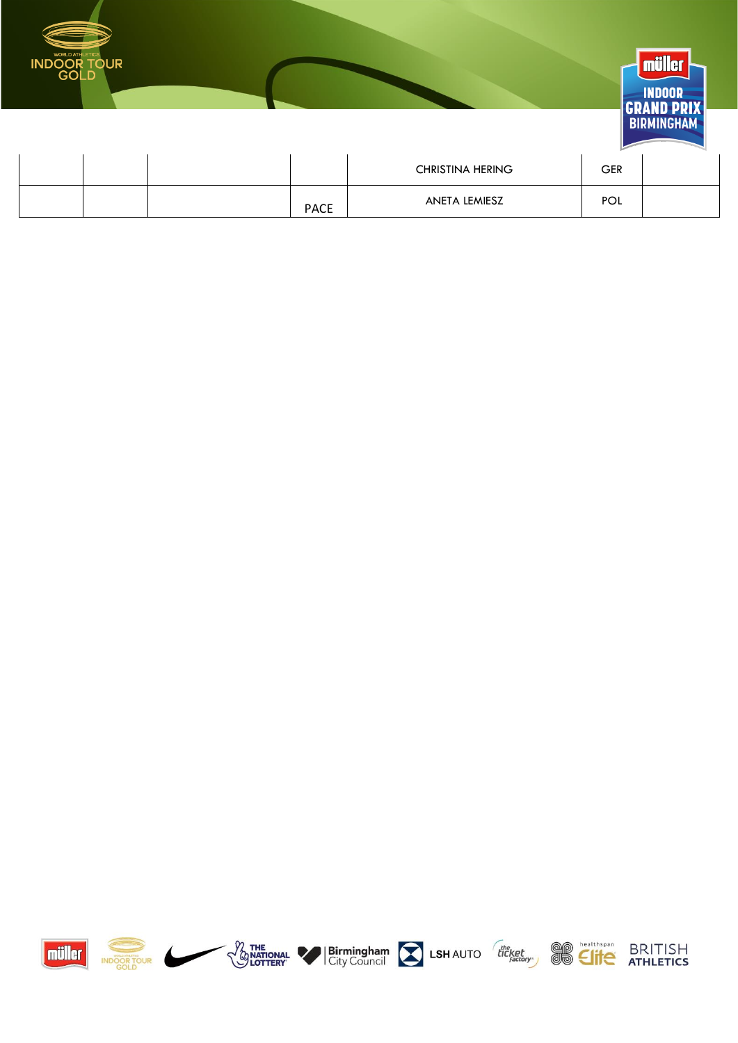| | | | | | | |
|---|---|---|---|---|---|---|
| | | | | CHRISTINA HERING | GER | |
| | | | PACE | ANETA LEMIESZ | POL | |